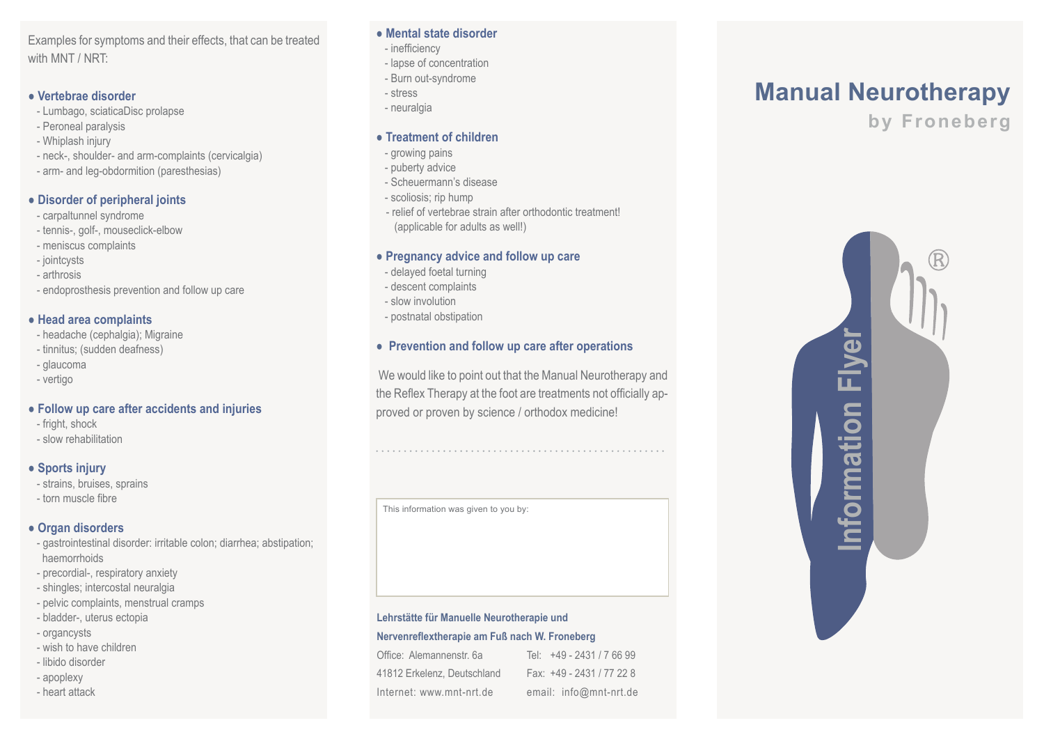Examples for symptoms and their effects, that can be treated with MNT / NRT:

- **Vertebrae disorder**
  - Lumbago, sciaticaDisc prolapse
  - Peroneal paralysis
  - Whiplash injury
  - neck-, shoulder- and arm-complaints (cervicalgia)
  - arm- and leg-obdormition (paresthesias)

- **Disorder of peripheral joints**
  - carpaltunnel syndrome
  - tennis-, golf-, mouseclick-elbow
  - meniscus complaints
  - jointcysts
  - arthrosis
  - endoprosthesis prevention and follow up care

- **Head area complaints**
  - headache (cephalgia); Migraine
  - tinnitus; (sudden deafness)
  - glaucoma
  - vertigo

- **Follow up care after accidents and injuries**
  - fright, shock
  - slow rehabilitation

- **Sports injury**
  - strains, bruises, sprains
  - torn muscle fibre

- **Organ disorders**
  - gastrointestinal disorder: irritable colon; diarrhea; abstipation; haemorrhoids
  - precordial-, respiratory anxiety
  - shingles; intercostal neuralgia
  - pelvic complaints, menstrual cramps
  - bladder-, uterus ectopia
  - organcysts
  - wish to have children
  - libido disorder
  - apoplexy
  - heart attack

- **Mental state disorder**
  - inefficiency
  - lapse of concentration
  - Burn out-syndrome
  - stress
  - neuralgia

- **Treatment of children**
  - growing pains
  - puberty advice
  - Scheuermann's disease
  - scoliosis; rip hump
  - relief of vertebrae strain after orthodontic treatment! (applicable for adults as well!)

- **Pregnancy advice and follow up care**
  - delayed foetal turning
  - descent complaints
  - slow involution
  - postnatal obstipation

- **Prevention and follow up care after operations**

We would like to point out that the Manual Neurotherapy and the Reflex Therapy at the foot are treatments not officially approved or proven by science / orthodox medicine!

This information was given to you by:

**Lehrstätte für Manuelle Neurotherapie und Nervenreflextherapie am Fuß nach W. Froneberg**

Office: Alemannenstr. 6a
41812 Erkelenz, Deutschland
Internet: www.mnt-nrt.de

Tel: +49 - 2431 / 7 66 99
Fax: +49 - 2431 / 77 22 8
email: info@mnt-nrt.de

# Manual Neurotherapy

## by Froneberg

Information Flyer ®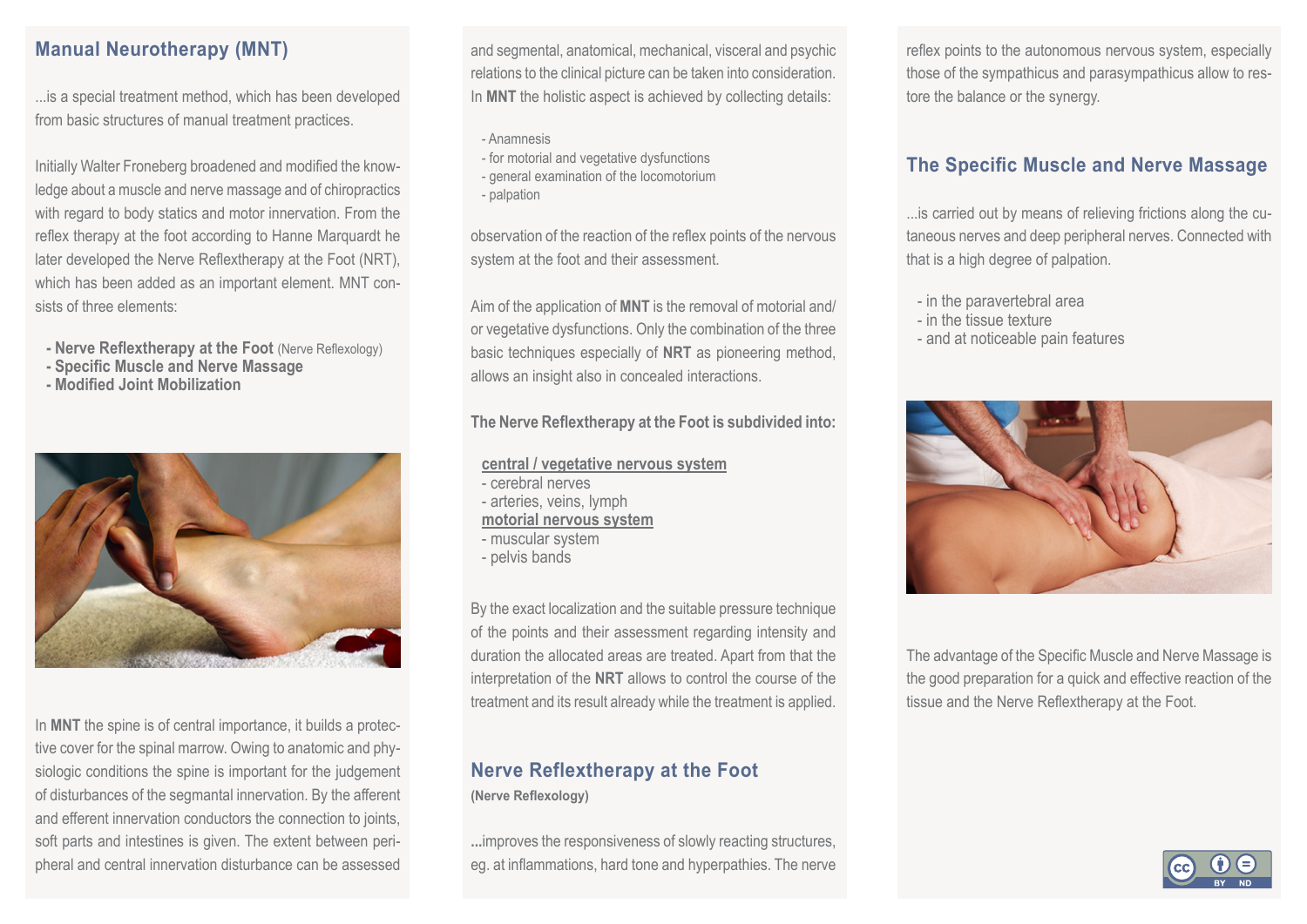## Manual Neurotherapy (MNT)

...is a special treatment method, which has been developed from basic structures of manual treatment practices.

Initially Walter Froneberg broadened and modified the knowledge about a muscle and nerve massage and of chiropractics with regard to body statics and motor innervation. From the reflex therapy at the foot according to Hanne Marquardt he later developed the Nerve Reflextherapy at the Foot (NRT), which has been added as an important element. MNT consists of three elements:

- **Nerve Reflextherapy at the Foot** (Nerve Reflexology)
- **Specific Muscle and Nerve Massage**
- **Modified Joint Mobilization**

In **MNT** the spine is of central importance, it builds a protective cover for the spinal marrow. Owing to anatomic and physiologic conditions the spine is important for the judgement of disturbances of the segmantal innervation. By the afferent and efferent innervation conductors the connection to joints, soft parts and intestines is given. The extent between peripheral and central innervation disturbance can be assessed and segmental, anatomical, mechanical, visceral and psychic relations to the clinical picture can be taken into consideration. In **MNT** the holistic aspect is achieved by collecting details:

- Anamnesis
- for motorial and vegetative dysfunctions
- general examination of the locomotorium
- palpation

observation of the reaction of the reflex points of the nervous system at the foot and their assessment.

Aim of the application of **MNT** is the removal of motorial and/or vegetative dysfunctions. Only the combination of the three basic techniques especially of **NRT** as pioneering method, allows an insight also in concealed interactions.

**The Nerve Reflextherapy at the Foot is subdivided into:**

<u>central / vegetative nervous system</u>
- cerebral nerves
- arteries, veins, lymph

<u>motorial nervous system</u>
- muscular system
- pelvis bands

By the exact localization and the suitable pressure technique of the points and their assessment regarding intensity and duration the allocated areas are treated. Apart from that the interpretation of the **NRT** allows to control the course of the treatment and its result already while the treatment is applied.

## Nerve Reflextherapy at the Foot

**(Nerve Reflexology)**

**...**improves the responsiveness of slowly reacting structures, eg. at inflammations, hard tone and hyperpathies. The nerve reflex points to the autonomous nervous system, especially those of the sympathicus and parasympathicus allow to restore the balance or the synergy.

## The Specific Muscle and Nerve Massage

...is carried out by means of relieving frictions along the cutaneous nerves and deep peripheral nerves. Connected with that is a high degree of palpation.

- in the paravertebral area
- in the tissue texture
- and at noticeable pain features

The advantage of the Specific Muscle and Nerve Massage is the good preparation for a quick and effective reaction of the tissue and the Nerve Reflextherapy at the Foot.